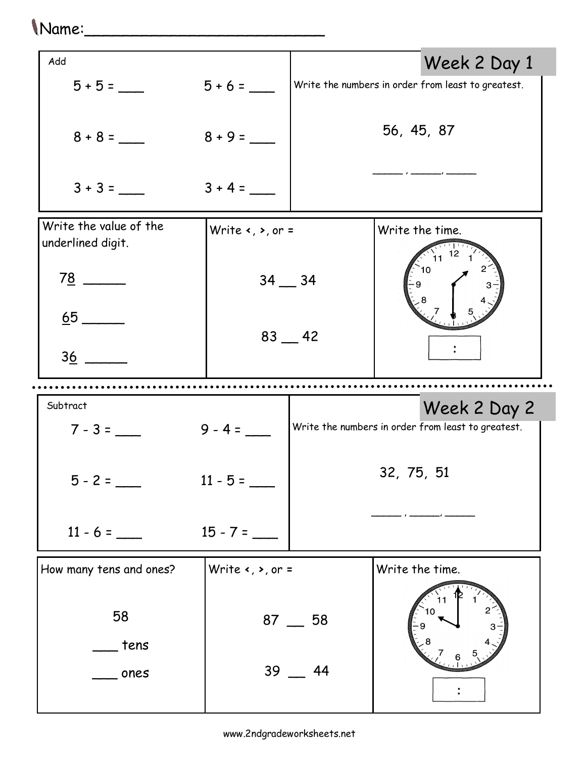Name:___________________________

## Week 2 Day 1

**Add**

$5 + 5 =$ ___ $5 + 6 =$ ___

$8 + 8 =$ ___ $8 + 9 =$ ___

$3 + 3 =$ ___ $3 + 4 =$ ___

Write the numbers in order from least to greatest.

56, 45, 87

_____ , _____, _____

Write the value of the underlined digit.

7<u>8</u> ______

<u>6</u>5 ______

3<u>6</u> ______

Write <, >, or =

34 __ 34

83 __ 42

Write the time.

[ : ]

---

## Week 2 Day 2

**Subtract**

$7 - 3 =$ ___ $9 - 4 =$ ___

$5 - 2 =$ ___ $11 - 5 =$ ___

$11 - 6 =$ ___ $15 - 7 =$ ___

Write the numbers in order from least to greatest.

32, 75, 51

_____ , _____, _____

How many tens and ones?

58

___ tens

___ ones

Write <, >, or =

87 __ 58

39 __ 44

Write the time.

[ : ]

www.2ndgradeworksheets.net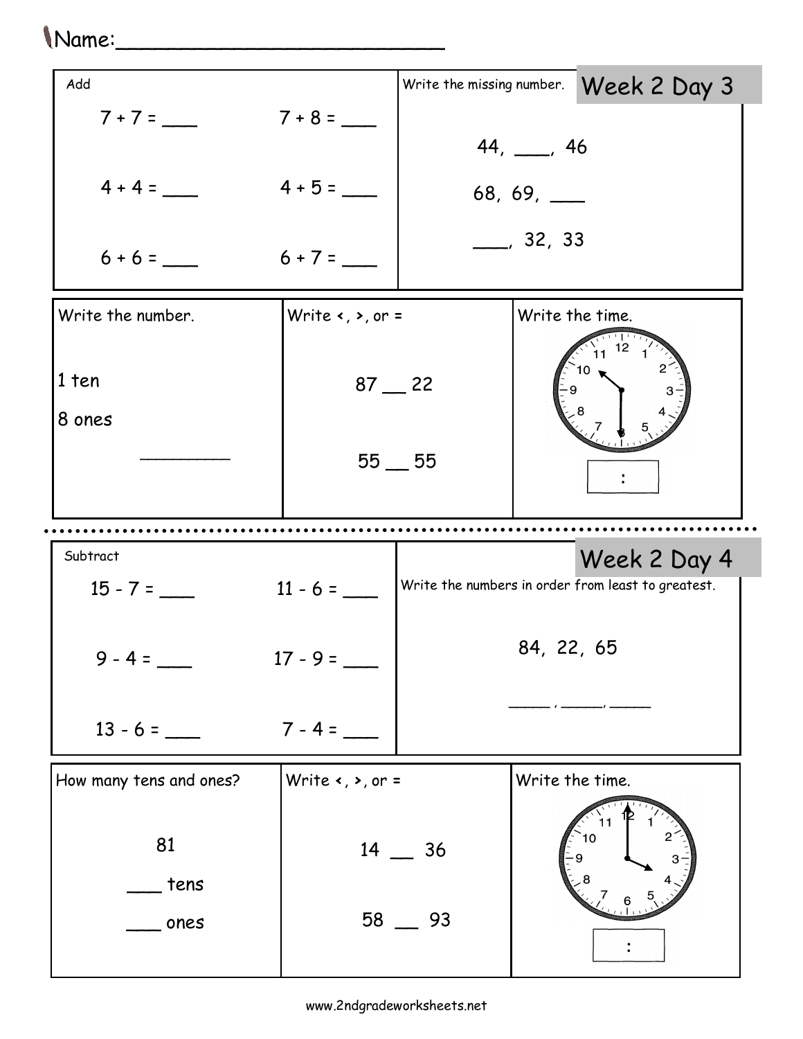Name:___________________________

## Week 2 Day 3

**Add**

7 + 7 = ___  7 + 8 = ___

4 + 4 = ___  4 + 5 = ___

6 + 6 = ___  6 + 7 = ___

**Write the missing number.**

44, ___, 46

68, 69, ___

___, 32, 33

**Write the number.**

1 ten

8 ones

_________

**Write <, >, or =**

87 __ 22

55 __ 55

**Write the time.**

[ : ]

---

## Week 2 Day 4

**Subtract**

15 - 7 = ___  11 - 6 = ___

9 - 4 = ___  17 - 9 = ___

13 - 6 = ___  7 - 4 = ___

**Write the numbers in order from least to greatest.**

84, 22, 65

_____ , _____, _____

**How many tens and ones?**

81

___ tens

___ ones

**Write <, >, or =**

14 __ 36

58 __ 93

**Write the time.**

[ : ]

www.2ndgradeworksheets.net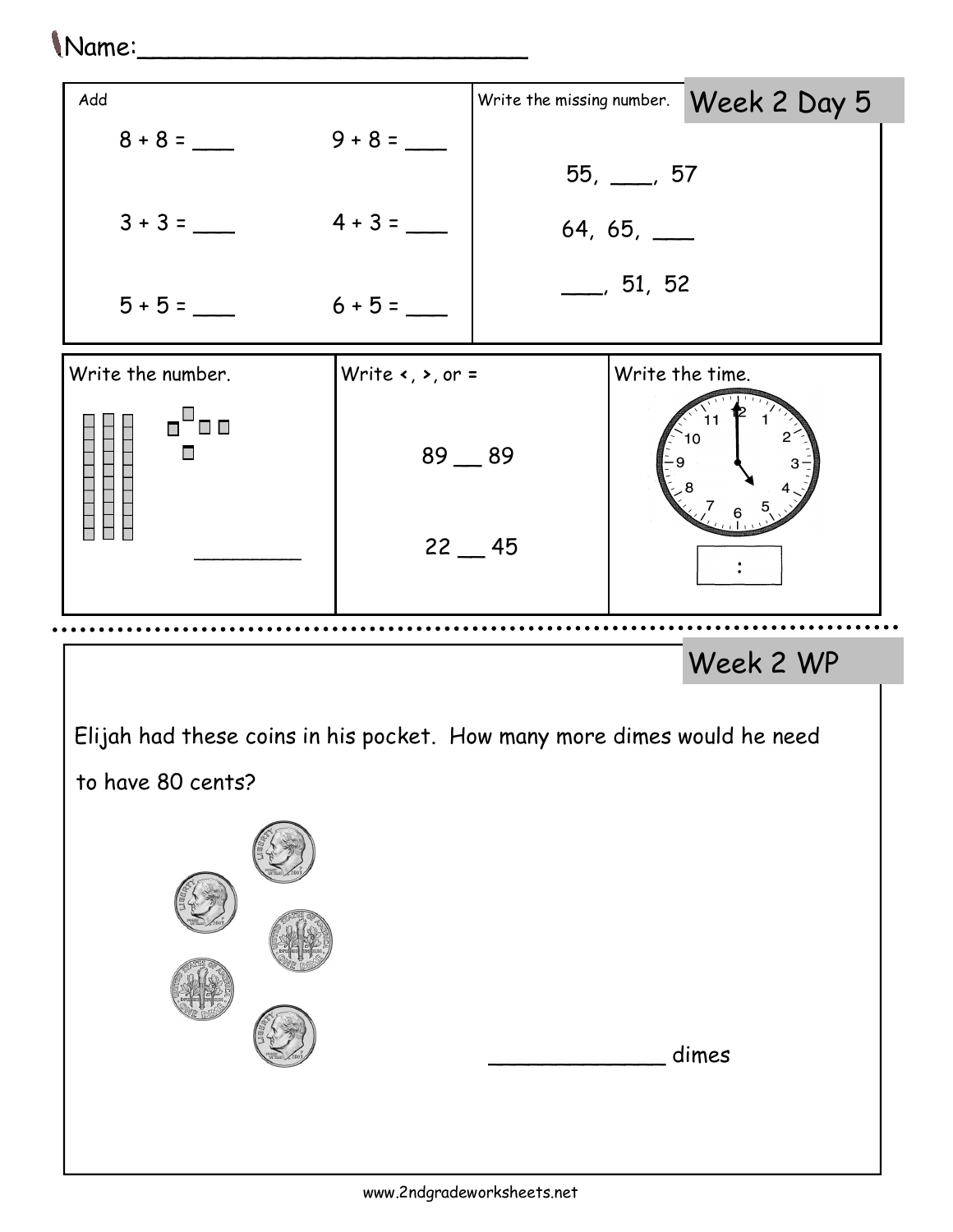Name:\_\_\_\_\_\_\_\_\_\_\_\_\_\_\_\_\_\_\_\_\_\_\_\_\_\_

## Week 2 Day 5

**Add**

8 + 8 = \_\_\_  9 + 8 = \_\_\_

3 + 3 = \_\_\_  4 + 3 = \_\_\_

5 + 5 = \_\_\_  6 + 5 = \_\_\_

**Write the missing number.**

55, \_\_\_, 57

64, 65, \_\_\_

\_\_\_, 51, 52

**Write the number.**

\_\_\_\_\_\_\_\_\_

**Write <, >, or =**

89 \_\_ 89

22 \_\_ 45

**Write the time.**

11 12 1 2 3 4 5 6 7 8 9 10

:

## Week 2 WP

Elijah had these coins in his pocket. How many more dimes would he need to have 80 cents?

\_\_\_\_\_\_\_\_\_\_\_\_\_ dimes

www.2ndgradeworksheets.net